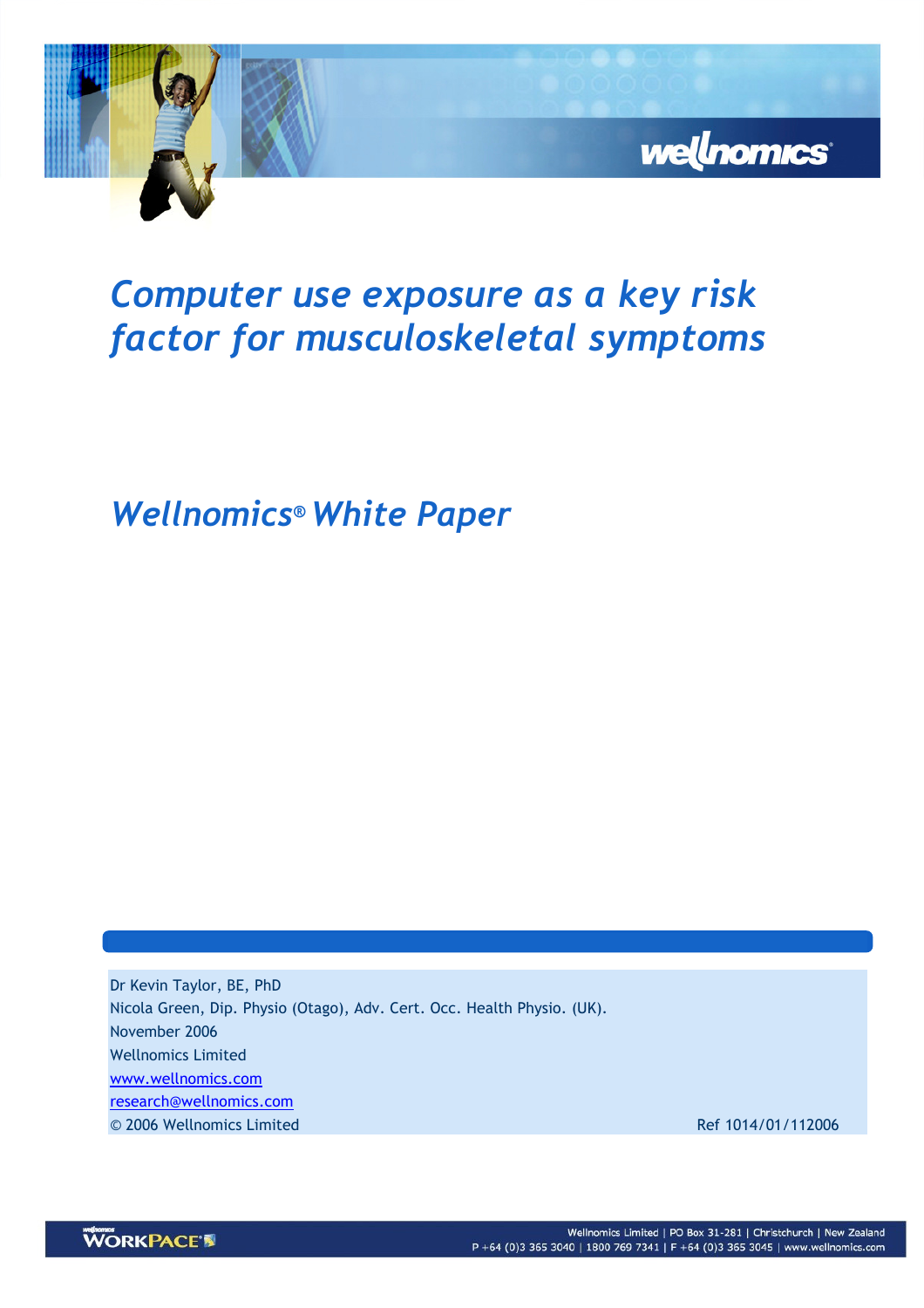# *Computer use exposure as a key risk factor for musculoskeletal symptoms*

## *Wellnomics® White Paper*

Dr Kevin Taylor, BE, PhD
Nicola Green, Dip. Physio (Otago), Adv. Cert. Occ. Health Physio. (UK).
November 2006
Wellnomics Limited
www.wellnomics.com
research@wellnomics.com
© 2006 Wellnomics Limited

Ref 1014/01/112006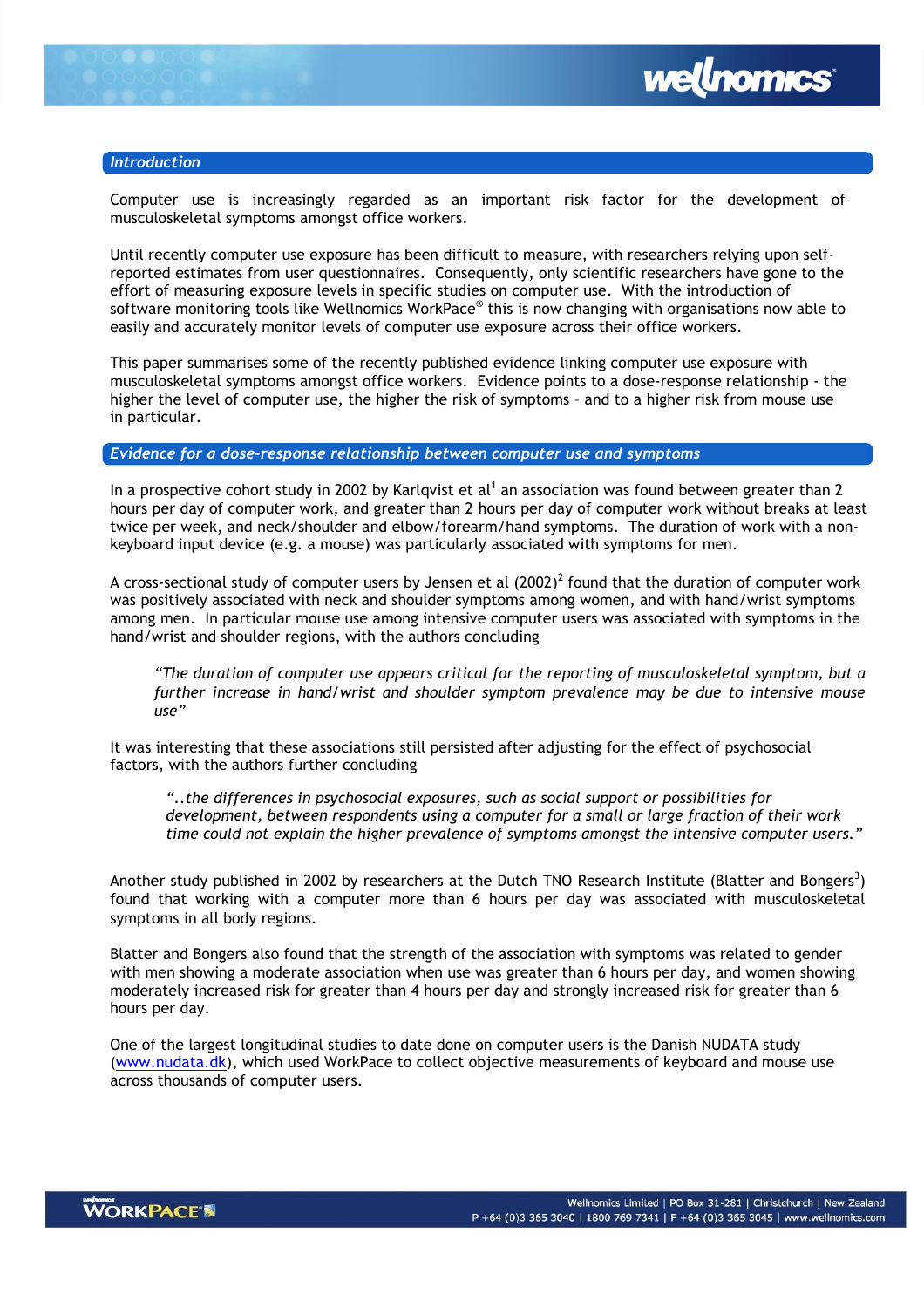## Introduction

Computer use is increasingly regarded as an important risk factor for the development of musculoskeletal symptoms amongst office workers.

Until recently computer use exposure has been difficult to measure, with researchers relying upon self-reported estimates from user questionnaires. Consequently, only scientific researchers have gone to the effort of measuring exposure levels in specific studies on computer use. With the introduction of software monitoring tools like Wellnomics WorkPace® this is now changing with organisations now able to easily and accurately monitor levels of computer use exposure across their office workers.

This paper summarises some of the recently published evidence linking computer use exposure with musculoskeletal symptoms amongst office workers. Evidence points to a dose-response relationship - the higher the level of computer use, the higher the risk of symptoms – and to a higher risk from mouse use in particular.

## Evidence for a dose-response relationship between computer use and symptoms

In a prospective cohort study in 2002 by Karlqvist et al[1] an association was found between greater than 2 hours per day of computer work, and greater than 2 hours per day of computer work without breaks at least twice per week, and neck/shoulder and elbow/forearm/hand symptoms. The duration of work with a non-keyboard input device (e.g. a mouse) was particularly associated with symptoms for men.

A cross-sectional study of computer users by Jensen et al (2002)[2] found that the duration of computer work was positively associated with neck and shoulder symptoms among women, and with hand/wrist symptoms among men. In particular mouse use among intensive computer users was associated with symptoms in the hand/wrist and shoulder regions, with the authors concluding

> *"The duration of computer use appears critical for the reporting of musculoskeletal symptom, but a further increase in hand/wrist and shoulder symptom prevalence may be due to intensive mouse use"*

It was interesting that these associations still persisted after adjusting for the effect of psychosocial factors, with the authors further concluding

> *"..the differences in psychosocial exposures, such as social support or possibilities for development, between respondents using a computer for a small or large fraction of their work time could not explain the higher prevalence of symptoms amongst the intensive computer users."*

Another study published in 2002 by researchers at the Dutch TNO Research Institute (Blatter and Bongers[3]) found that working with a computer more than 6 hours per day was associated with musculoskeletal symptoms in all body regions.

Blatter and Bongers also found that the strength of the association with symptoms was related to gender with men showing a moderate association when use was greater than 6 hours per day, and women showing moderately increased risk for greater than 4 hours per day and strongly increased risk for greater than 6 hours per day.

One of the largest longitudinal studies to date done on computer users is the Danish NUDATA study (www.nudata.dk), which used WorkPace to collect objective measurements of keyboard and mouse use across thousands of computer users.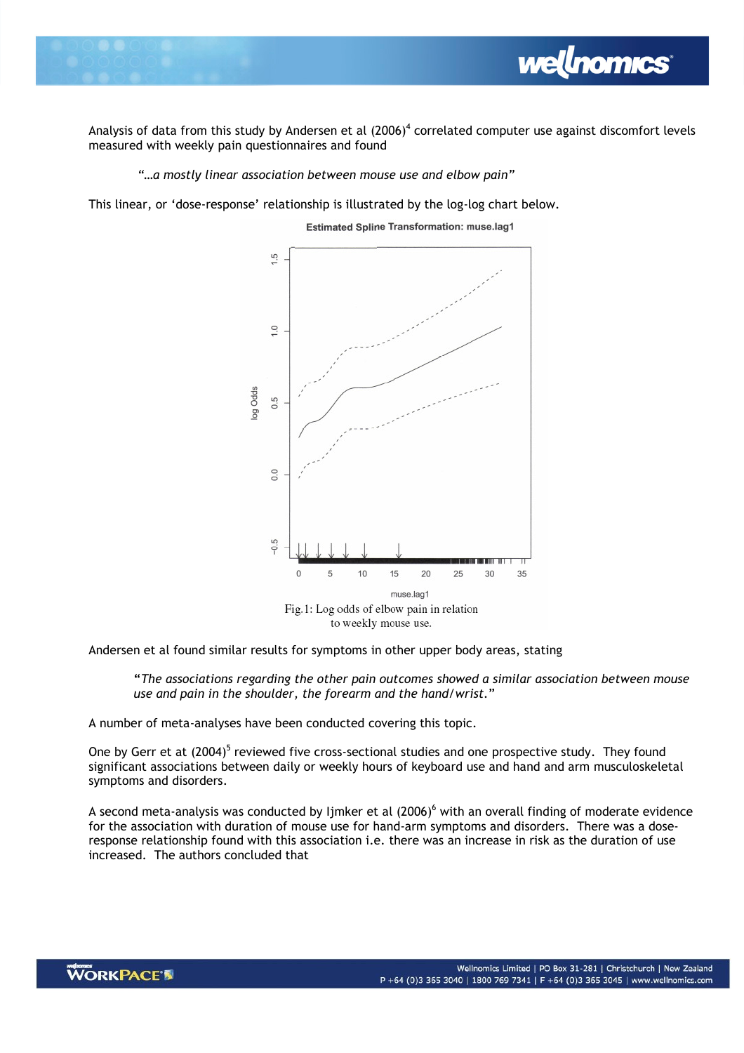Analysis of data from this study by Andersen et al (2006)[4] correlated computer use against discomfort levels measured with weekly pain questionnaires and found

> *"…a mostly linear association between mouse use and elbow pain"*

This linear, or 'dose-response' relationship is illustrated by the log-log chart below.

Fig.1: Log odds of elbow pain in relation to weekly mouse use.

Andersen et al found similar results for symptoms in other upper body areas, stating

> *"The associations regarding the other pain outcomes showed a similar association between mouse use and pain in the shoulder, the forearm and the hand/wrist."*

A number of meta-analyses have been conducted covering this topic.

One by Gerr et at (2004)[5] reviewed five cross-sectional studies and one prospective study. They found significant associations between daily or weekly hours of keyboard use and hand and arm musculoskeletal symptoms and disorders.

A second meta-analysis was conducted by Ijmker et al (2006)[6] with an overall finding of moderate evidence for the association with duration of mouse use for hand-arm symptoms and disorders. There was a dose-response relationship found with this association i.e. there was an increase in risk as the duration of use increased. The authors concluded that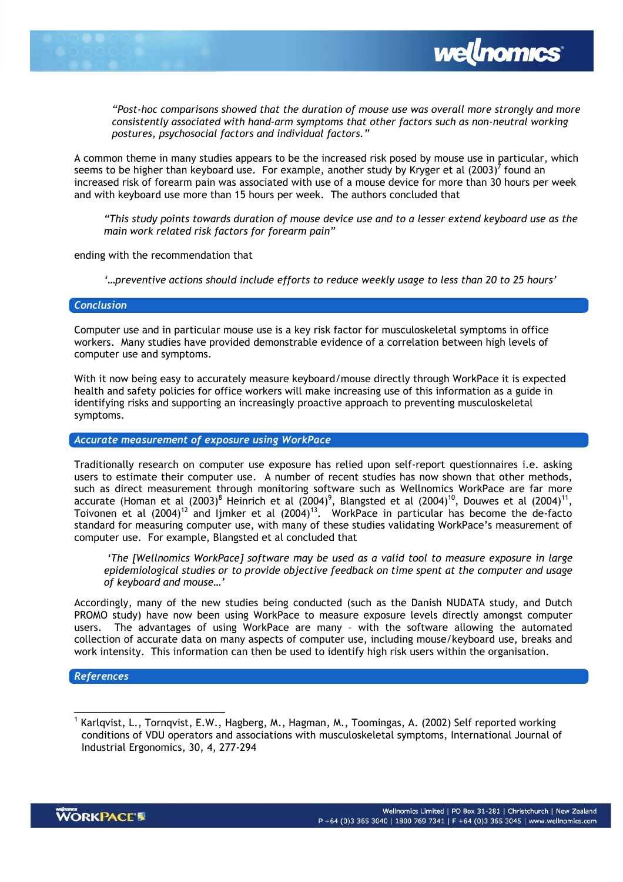> *"Post-hoc comparisons showed that the duration of mouse use was overall more strongly and more consistently associated with hand-arm symptoms that other factors such as non-neutral working postures, psychosocial factors and individual factors."*

A common theme in many studies appears to be the increased risk posed by mouse use in particular, which seems to be higher than keyboard use. For example, another study by Kryger et al (2003)[7] found an increased risk of forearm pain was associated with use of a mouse device for more than 30 hours per week and with keyboard use more than 15 hours per week. The authors concluded that

> *"This study points towards duration of mouse device use and to a lesser extend keyboard use as the main work related risk factors for forearm pain"*

ending with the recommendation that

> *'…preventive actions should include efforts to reduce weekly usage to less than 20 to 25 hours'*

## Conclusion

Computer use and in particular mouse use is a key risk factor for musculoskeletal symptoms in office workers. Many studies have provided demonstrable evidence of a correlation between high levels of computer use and symptoms.

With it now being easy to accurately measure keyboard/mouse directly through WorkPace it is expected health and safety policies for office workers will make increasing use of this information as a guide in identifying risks and supporting an increasingly proactive approach to preventing musculoskeletal symptoms.

## Accurate measurement of exposure using WorkPace

Traditionally research on computer use exposure has relied upon self-report questionnaires i.e. asking users to estimate their computer use. A number of recent studies has now shown that other methods, such as direct measurement through monitoring software such as Wellnomics WorkPace are far more accurate (Homan et al (2003)[8] Heinrich et al (2004)[9], Blangsted et al (2004)[10], Douwes et al (2004)[11], Toivonen et al (2004)[12] and Ijmker et al (2004)[13]. WorkPace in particular has become the de-facto standard for measuring computer use, with many of these studies validating WorkPace's measurement of computer use. For example, Blangsted et al concluded that

> *'The [Wellnomics WorkPace] software may be used as a valid tool to measure exposure in large epidemiological studies or to provide objective feedback on time spent at the computer and usage of keyboard and mouse…'*

Accordingly, many of the new studies being conducted (such as the Danish NUDATA study, and Dutch PROMO study) have now been using WorkPace to measure exposure levels directly amongst computer users. The advantages of using WorkPace are many – with the software allowing the automated collection of accurate data on many aspects of computer use, including mouse/keyboard use, breaks and work intensity. This information can then be used to identify high risk users within the organisation.

## References

---

[1] Karlqvist, L., Tornqvist, E.W., Hagberg, M., Hagman, M., Toomingas, A. (2002) Self reported working conditions of VDU operators and associations with musculoskeletal symptoms, International Journal of Industrial Ergonomics, 30, 4, 277-294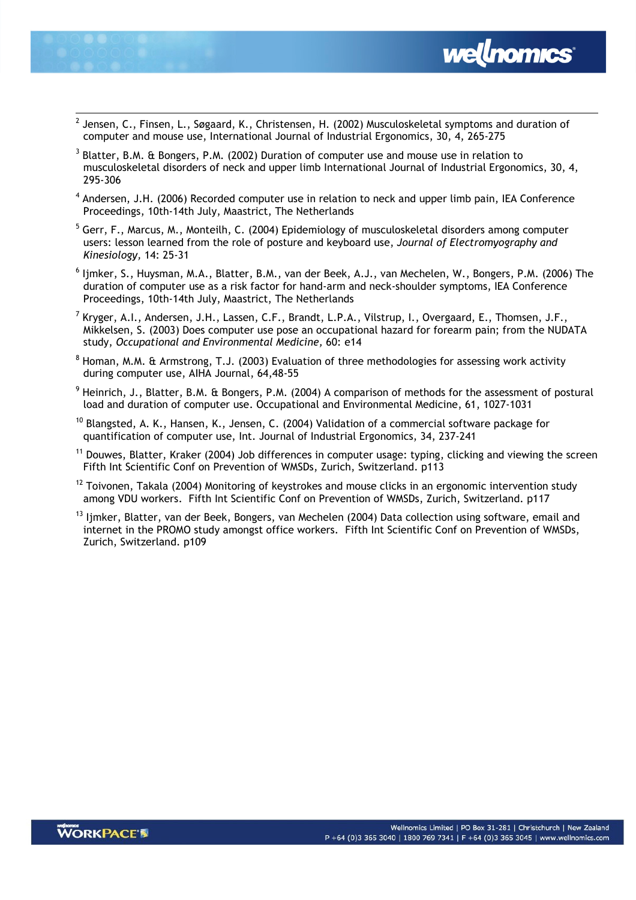[2] Jensen, C., Finsen, L., Søgaard, K., Christensen, H. (2002) Musculoskeletal symptoms and duration of computer and mouse use, International Journal of Industrial Ergonomics, 30, 4, 265-275

[3] Blatter, B.M. & Bongers, P.M. (2002) Duration of computer use and mouse use in relation to musculoskeletal disorders of neck and upper limb International Journal of Industrial Ergonomics, 30, 4, 295-306

[4] Andersen, J.H. (2006) Recorded computer use in relation to neck and upper limb pain, IEA Conference Proceedings, 10th-14th July, Maastrict, The Netherlands

[5] Gerr, F., Marcus, M., Monteilh, C. (2004) Epidemiology of musculoskeletal disorders among computer users: lesson learned from the role of posture and keyboard use, *Journal of Electromyography and Kinesiology,* 14: 25-31

[6] Ijmker, S., Huysman, M.A., Blatter, B.M., van der Beek, A.J., van Mechelen, W., Bongers, P.M. (2006) The duration of computer use as a risk factor for hand-arm and neck-shoulder symptoms, IEA Conference Proceedings, 10th-14th July, Maastrict, The Netherlands

[7] Kryger, A.I., Andersen, J.H., Lassen, C.F., Brandt, L.P.A., Vilstrup, I., Overgaard, E., Thomsen, J.F., Mikkelsen, S. (2003) Does computer use pose an occupational hazard for forearm pain; from the NUDATA study, *Occupational and Environmental Medicine,* 60: e14

[8] Homan, M.M. & Armstrong, T.J. (2003) Evaluation of three methodologies for assessing work activity during computer use, AIHA Journal, 64,48-55

[9] Heinrich, J., Blatter, B.M. & Bongers, P.M. (2004) A comparison of methods for the assessment of postural load and duration of computer use. Occupational and Environmental Medicine, 61, 1027-1031

[10] Blangsted, A. K., Hansen, K., Jensen, C. (2004) Validation of a commercial software package for quantification of computer use, Int. Journal of Industrial Ergonomics, 34, 237-241

[11] Douwes, Blatter, Kraker (2004) Job differences in computer usage: typing, clicking and viewing the screen Fifth Int Scientific Conf on Prevention of WMSDs, Zurich, Switzerland. p113

[12] Toivonen, Takala (2004) Monitoring of keystrokes and mouse clicks in an ergonomic intervention study among VDU workers. Fifth Int Scientific Conf on Prevention of WMSDs, Zurich, Switzerland. p117

[13] Ijmker, Blatter, van der Beek, Bongers, van Mechelen (2004) Data collection using software, email and internet in the PROMO study amongst office workers. Fifth Int Scientific Conf on Prevention of WMSDs, Zurich, Switzerland. p109